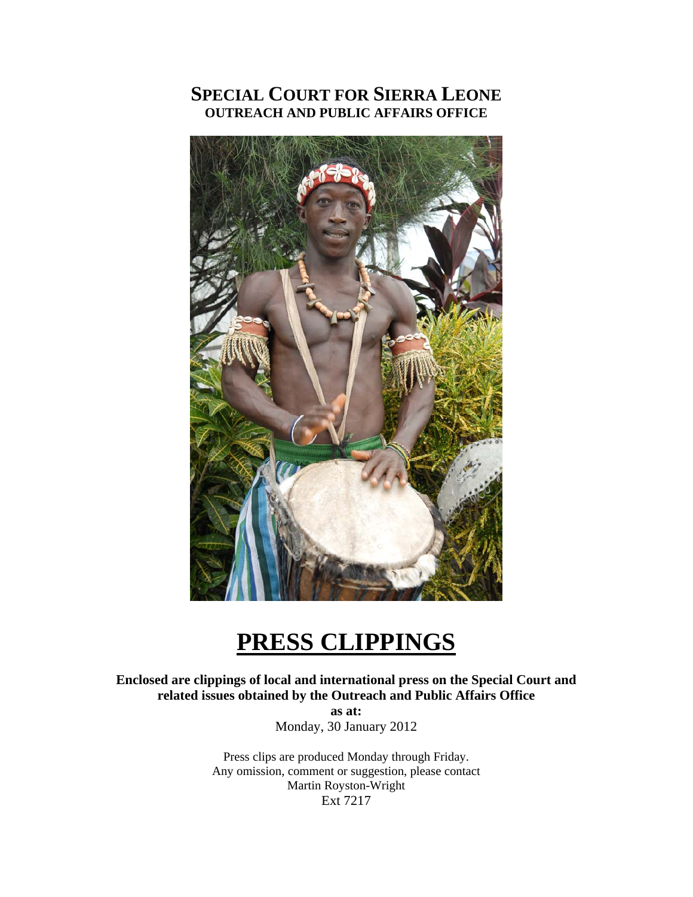# SPECIAL COURT FOR SIERRA LEONE
## OUTREACH AND PUBLIC AFFAIRS OFFICE

# PRESS CLIPPINGS

**Enclosed are clippings of local and international press on the Special Court and related issues obtained by the Outreach and Public Affairs Office**

**as at:**

Monday, 30 January 2012

Press clips are produced Monday through Friday.
Any omission, comment or suggestion, please contact
Martin Royston-Wright
Ext 7217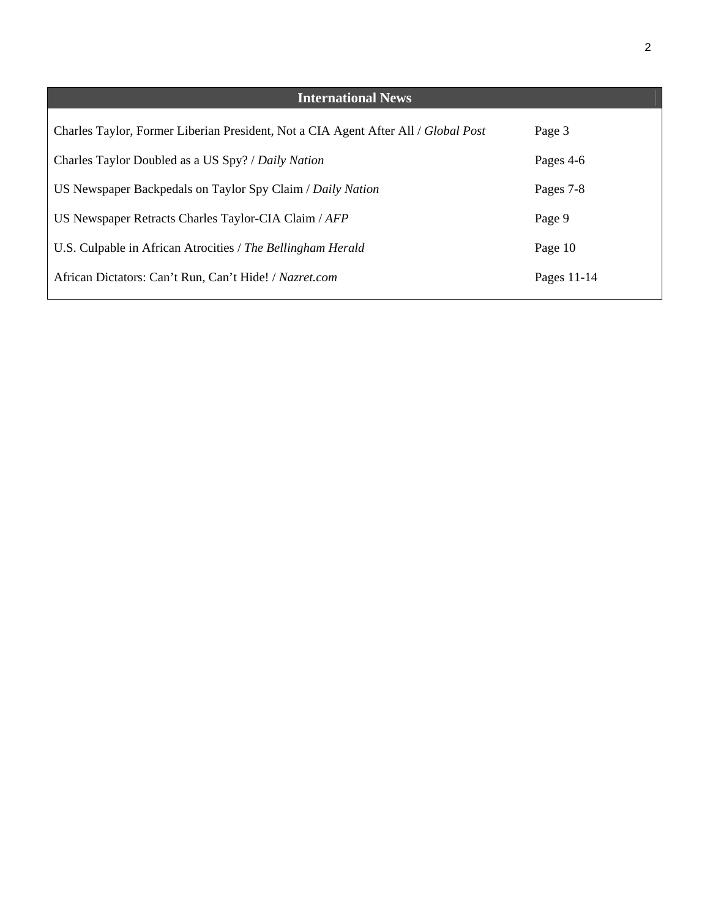## International News

| | |
|---|---|
| Charles Taylor, Former Liberian President, Not a CIA Agent After All / *Global Post* | Page 3 |
| Charles Taylor Doubled as a US Spy? / *Daily Nation* | Pages 4-6 |
| US Newspaper Backpedals on Taylor Spy Claim / *Daily Nation* | Pages 7-8 |
| US Newspaper Retracts Charles Taylor-CIA Claim / *AFP* | Page 9 |
| U.S. Culpable in African Atrocities / *The Bellingham Herald* | Page 10 |
| African Dictators: Can't Run, Can't Hide! / *Nazret.com* | Pages 11-14 |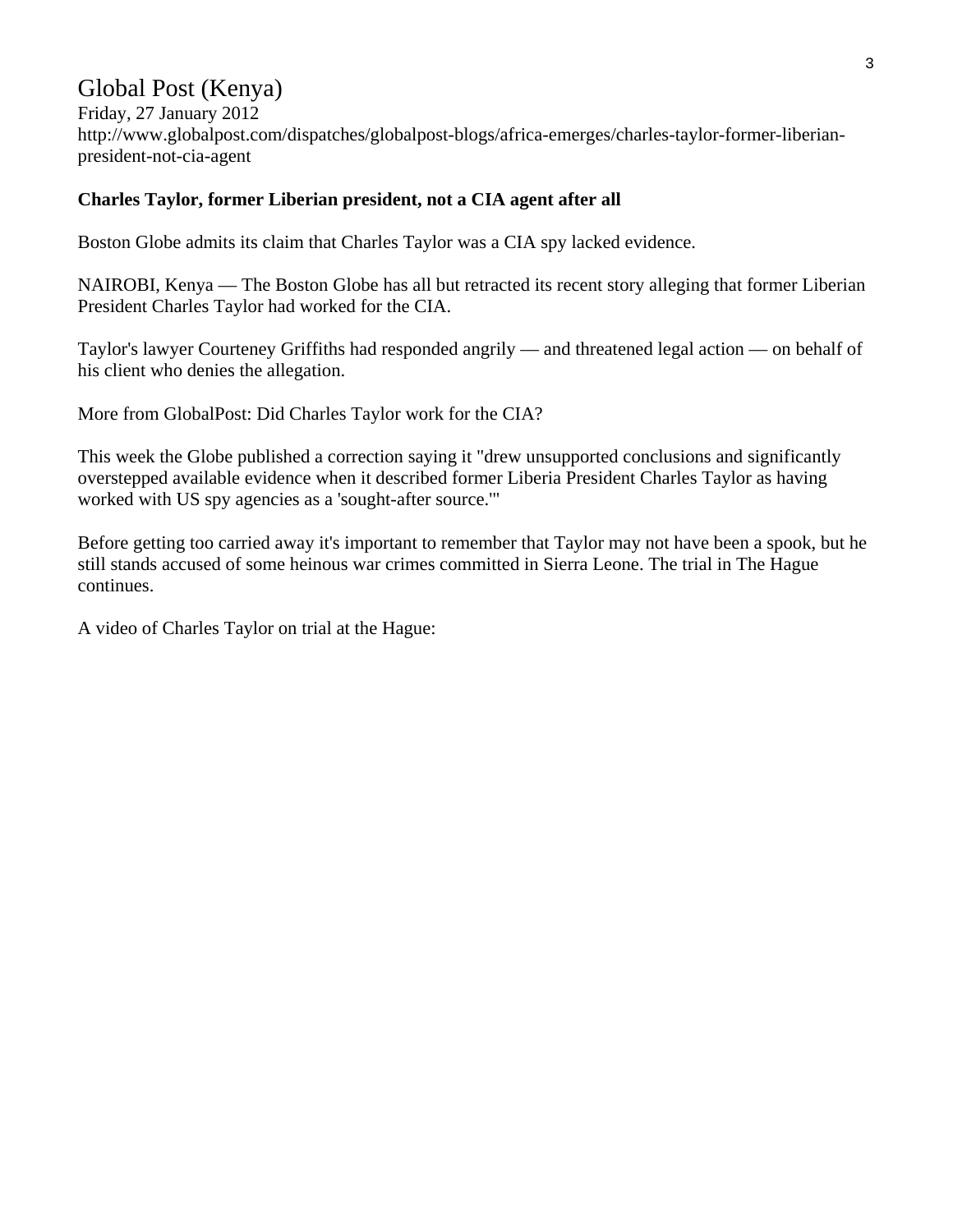# Global Post (Kenya)

Friday, 27 January 2012
http://www.globalpost.com/dispatches/globalpost-blogs/africa-emerges/charles-taylor-former-liberian-president-not-cia-agent

**Charles Taylor, former Liberian president, not a CIA agent after all**

Boston Globe admits its claim that Charles Taylor was a CIA spy lacked evidence.

NAIROBI, Kenya — The Boston Globe has all but retracted its recent story alleging that former Liberian President Charles Taylor had worked for the CIA.

Taylor's lawyer Courteney Griffiths had responded angrily — and threatened legal action — on behalf of his client who denies the allegation.

More from GlobalPost: Did Charles Taylor work for the CIA?

This week the Globe published a correction saying it "drew unsupported conclusions and significantly overstepped available evidence when it described former Liberia President Charles Taylor as having worked with US spy agencies as a 'sought-after source.'"

Before getting too carried away it's important to remember that Taylor may not have been a spook, but he still stands accused of some heinous war crimes committed in Sierra Leone. The trial in The Hague continues.

A video of Charles Taylor on trial at the Hague: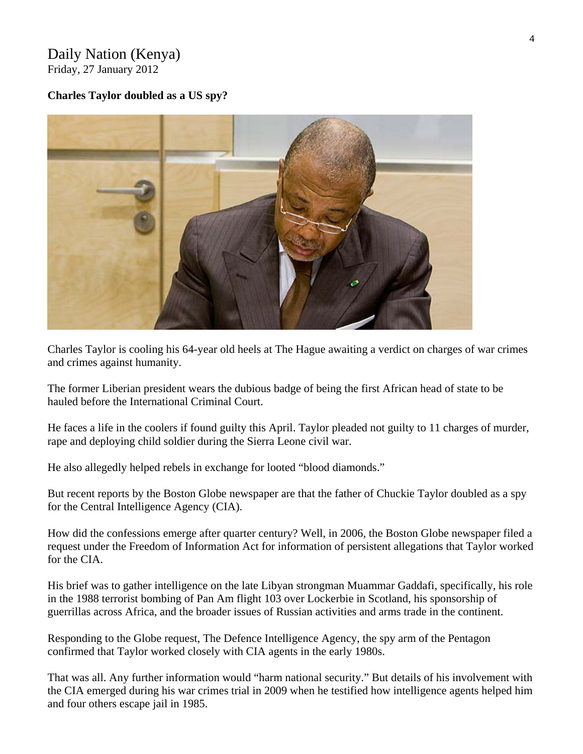Daily Nation (Kenya)
Friday, 27 January 2012

**Charles Taylor doubled as a US spy?**

Charles Taylor is cooling his 64-year old heels at The Hague awaiting a verdict on charges of war crimes and crimes against humanity.

The former Liberian president wears the dubious badge of being the first African head of state to be hauled before the International Criminal Court.

He faces a life in the coolers if found guilty this April. Taylor pleaded not guilty to 11 charges of murder, rape and deploying child soldier during the Sierra Leone civil war.

He also allegedly helped rebels in exchange for looted "blood diamonds."

But recent reports by the Boston Globe newspaper are that the father of Chuckie Taylor doubled as a spy for the Central Intelligence Agency (CIA).

How did the confessions emerge after quarter century? Well, in 2006, the Boston Globe newspaper filed a request under the Freedom of Information Act for information of persistent allegations that Taylor worked for the CIA.

His brief was to gather intelligence on the late Libyan strongman Muammar Gaddafi, specifically, his role in the 1988 terrorist bombing of Pan Am flight 103 over Lockerbie in Scotland, his sponsorship of guerrillas across Africa, and the broader issues of Russian activities and arms trade in the continent.

Responding to the Globe request, The Defence Intelligence Agency, the spy arm of the Pentagon confirmed that Taylor worked closely with CIA agents in the early 1980s.

That was all. Any further information would "harm national security." But details of his involvement with the CIA emerged during his war crimes trial in 2009 when he testified how intelligence agents helped him and four others escape jail in 1985.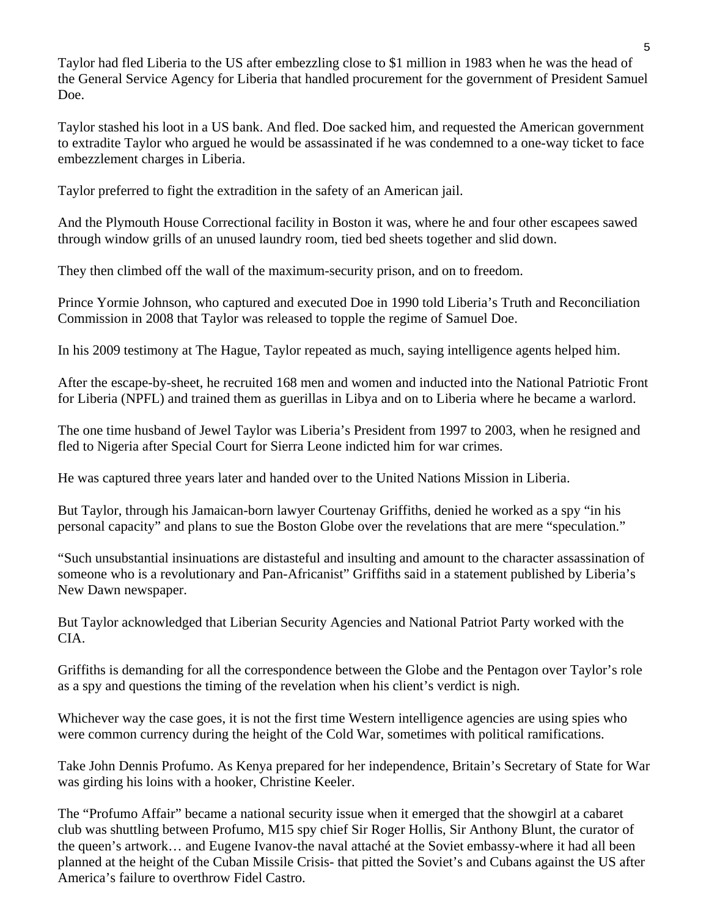Taylor had fled Liberia to the US after embezzling close to $1 million in 1983 when he was the head of the General Service Agency for Liberia that handled procurement for the government of President Samuel Doe.

Taylor stashed his loot in a US bank. And fled. Doe sacked him, and requested the American government to extradite Taylor who argued he would be assassinated if he was condemned to a one-way ticket to face embezzlement charges in Liberia.

Taylor preferred to fight the extradition in the safety of an American jail.

And the Plymouth House Correctional facility in Boston it was, where he and four other escapees sawed through window grills of an unused laundry room, tied bed sheets together and slid down.

They then climbed off the wall of the maximum-security prison, and on to freedom.

Prince Yormie Johnson, who captured and executed Doe in 1990 told Liberia's Truth and Reconciliation Commission in 2008 that Taylor was released to topple the regime of Samuel Doe.

In his 2009 testimony at The Hague, Taylor repeated as much, saying intelligence agents helped him.

After the escape-by-sheet, he recruited 168 men and women and inducted into the National Patriotic Front for Liberia (NPFL) and trained them as guerillas in Libya and on to Liberia where he became a warlord.

The one time husband of Jewel Taylor was Liberia's President from 1997 to 2003, when he resigned and fled to Nigeria after Special Court for Sierra Leone indicted him for war crimes.

He was captured three years later and handed over to the United Nations Mission in Liberia.

But Taylor, through his Jamaican-born lawyer Courtenay Griffiths, denied he worked as a spy "in his personal capacity" and plans to sue the Boston Globe over the revelations that are mere "speculation."

"Such unsubstantial insinuations are distasteful and insulting and amount to the character assassination of someone who is a revolutionary and Pan-Africanist" Griffiths said in a statement published by Liberia's New Dawn newspaper.

But Taylor acknowledged that Liberian Security Agencies and National Patriot Party worked with the CIA.

Griffiths is demanding for all the correspondence between the Globe and the Pentagon over Taylor's role as a spy and questions the timing of the revelation when his client's verdict is nigh.

Whichever way the case goes, it is not the first time Western intelligence agencies are using spies who were common currency during the height of the Cold War, sometimes with political ramifications.

Take John Dennis Profumo. As Kenya prepared for her independence, Britain's Secretary of State for War was girding his loins with a hooker, Christine Keeler.

The "Profumo Affair" became a national security issue when it emerged that the showgirl at a cabaret club was shuttling between Profumo, M15 spy chief Sir Roger Hollis, Sir Anthony Blunt, the curator of the queen's artwork… and Eugene Ivanov-the naval attaché at the Soviet embassy-where it had all been planned at the height of the Cuban Missile Crisis- that pitted the Soviet's and Cubans against the US after America's failure to overthrow Fidel Castro.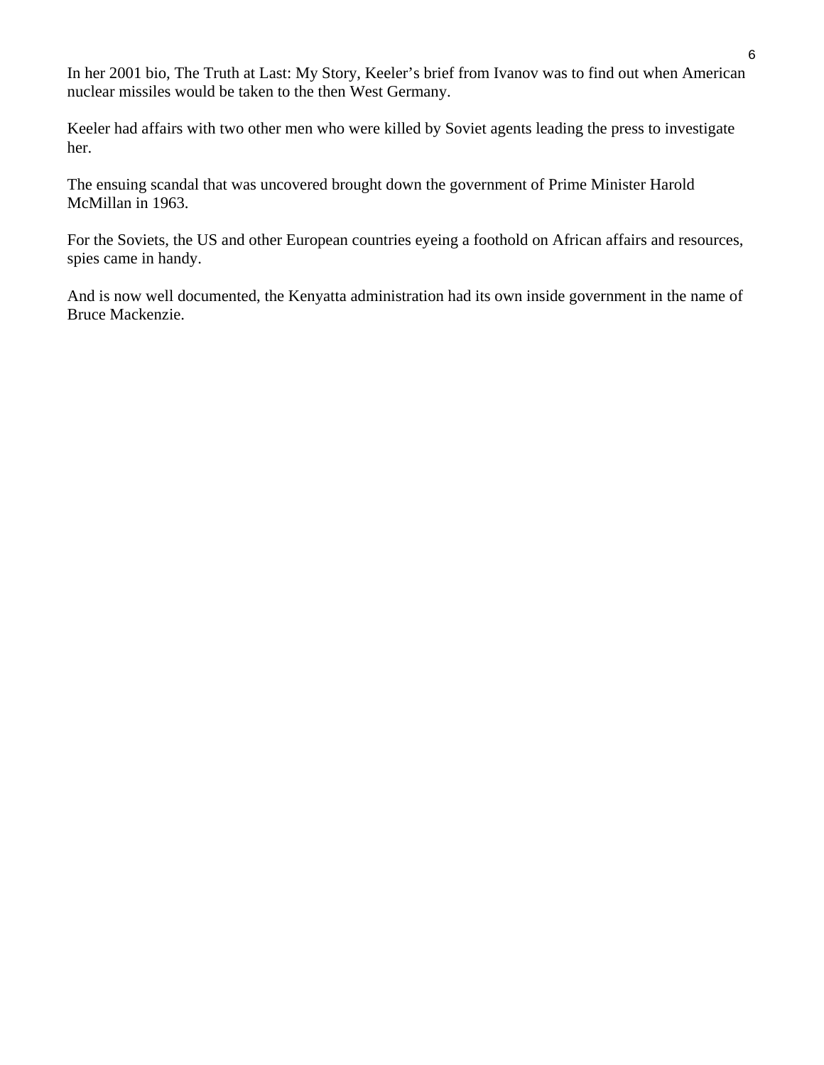In her 2001 bio, The Truth at Last: My Story, Keeler's brief from Ivanov was to find out when American nuclear missiles would be taken to the then West Germany.

Keeler had affairs with two other men who were killed by Soviet agents leading the press to investigate her.

The ensuing scandal that was uncovered brought down the government of Prime Minister Harold McMillan in 1963.

For the Soviets, the US and other European countries eyeing a foothold on African affairs and resources, spies came in handy.

And is now well documented, the Kenyatta administration had its own inside government in the name of Bruce Mackenzie.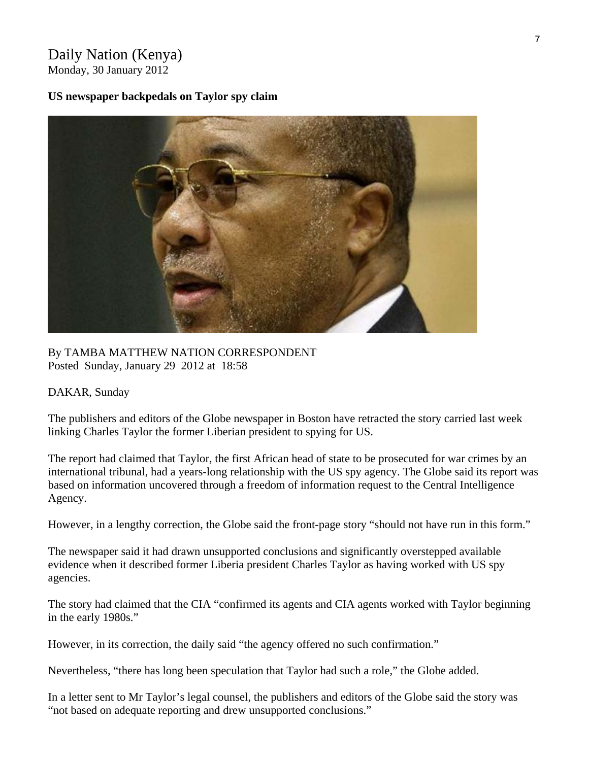Daily Nation (Kenya)
Monday, 30 January 2012

**US newspaper backpedals on Taylor spy claim**

By TAMBA MATTHEW NATION CORRESPONDENT
Posted Sunday, January 29 2012 at 18:58

DAKAR, Sunday

The publishers and editors of the Globe newspaper in Boston have retracted the story carried last week linking Charles Taylor the former Liberian president to spying for US.

The report had claimed that Taylor, the first African head of state to be prosecuted for war crimes by an international tribunal, had a years-long relationship with the US spy agency. The Globe said its report was based on information uncovered through a freedom of information request to the Central Intelligence Agency.

However, in a lengthy correction, the Globe said the front-page story "should not have run in this form."

The newspaper said it had drawn unsupported conclusions and significantly overstepped available evidence when it described former Liberia president Charles Taylor as having worked with US spy agencies.

The story had claimed that the CIA "confirmed its agents and CIA agents worked with Taylor beginning in the early 1980s."

However, in its correction, the daily said "the agency offered no such confirmation."

Nevertheless, "there has long been speculation that Taylor had such a role," the Globe added.

In a letter sent to Mr Taylor's legal counsel, the publishers and editors of the Globe said the story was "not based on adequate reporting and drew unsupported conclusions."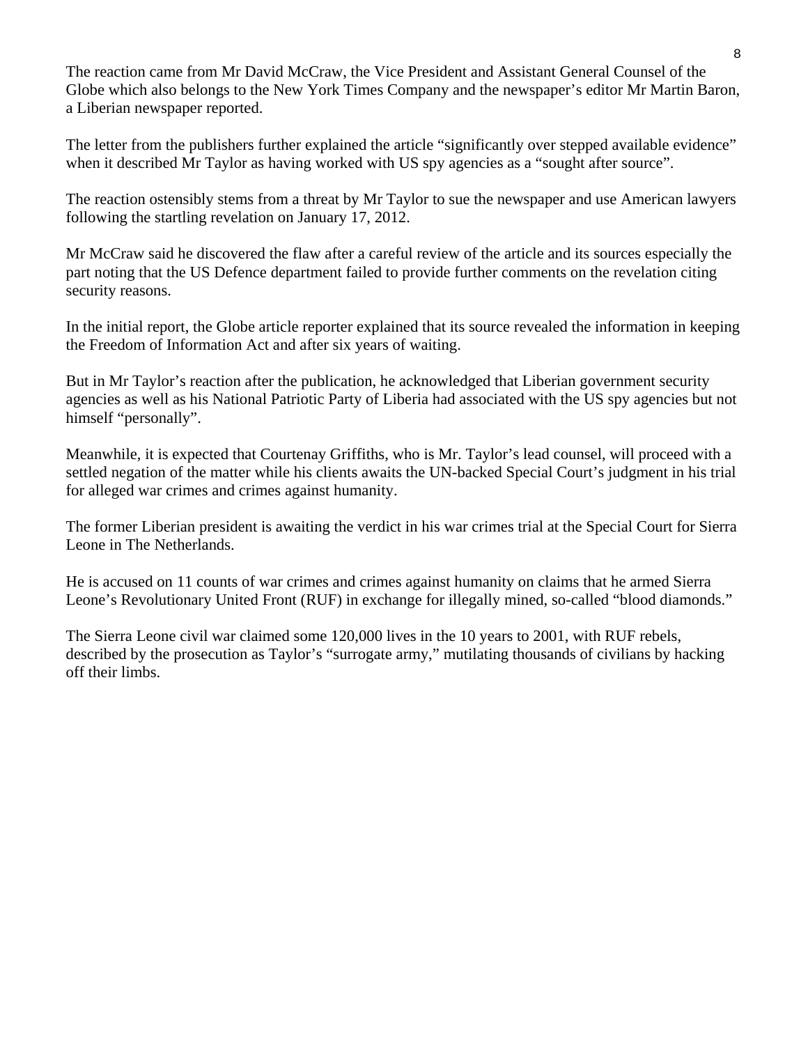The reaction came from Mr David McCraw, the Vice President and Assistant General Counsel of the Globe which also belongs to the New York Times Company and the newspaper's editor Mr Martin Baron, a Liberian newspaper reported.

The letter from the publishers further explained the article "significantly over stepped available evidence" when it described Mr Taylor as having worked with US spy agencies as a "sought after source".

The reaction ostensibly stems from a threat by Mr Taylor to sue the newspaper and use American lawyers following the startling revelation on January 17, 2012.

Mr McCraw said he discovered the flaw after a careful review of the article and its sources especially the part noting that the US Defence department failed to provide further comments on the revelation citing security reasons.

In the initial report, the Globe article reporter explained that its source revealed the information in keeping the Freedom of Information Act and after six years of waiting.

But in Mr Taylor's reaction after the publication, he acknowledged that Liberian government security agencies as well as his National Patriotic Party of Liberia had associated with the US spy agencies but not himself "personally".

Meanwhile, it is expected that Courtenay Griffiths, who is Mr. Taylor's lead counsel, will proceed with a settled negation of the matter while his clients awaits the UN-backed Special Court's judgment in his trial for alleged war crimes and crimes against humanity.

The former Liberian president is awaiting the verdict in his war crimes trial at the Special Court for Sierra Leone in The Netherlands.

He is accused on 11 counts of war crimes and crimes against humanity on claims that he armed Sierra Leone's Revolutionary United Front (RUF) in exchange for illegally mined, so-called "blood diamonds."

The Sierra Leone civil war claimed some 120,000 lives in the 10 years to 2001, with RUF rebels, described by the prosecution as Taylor's "surrogate army," mutilating thousands of civilians by hacking off their limbs.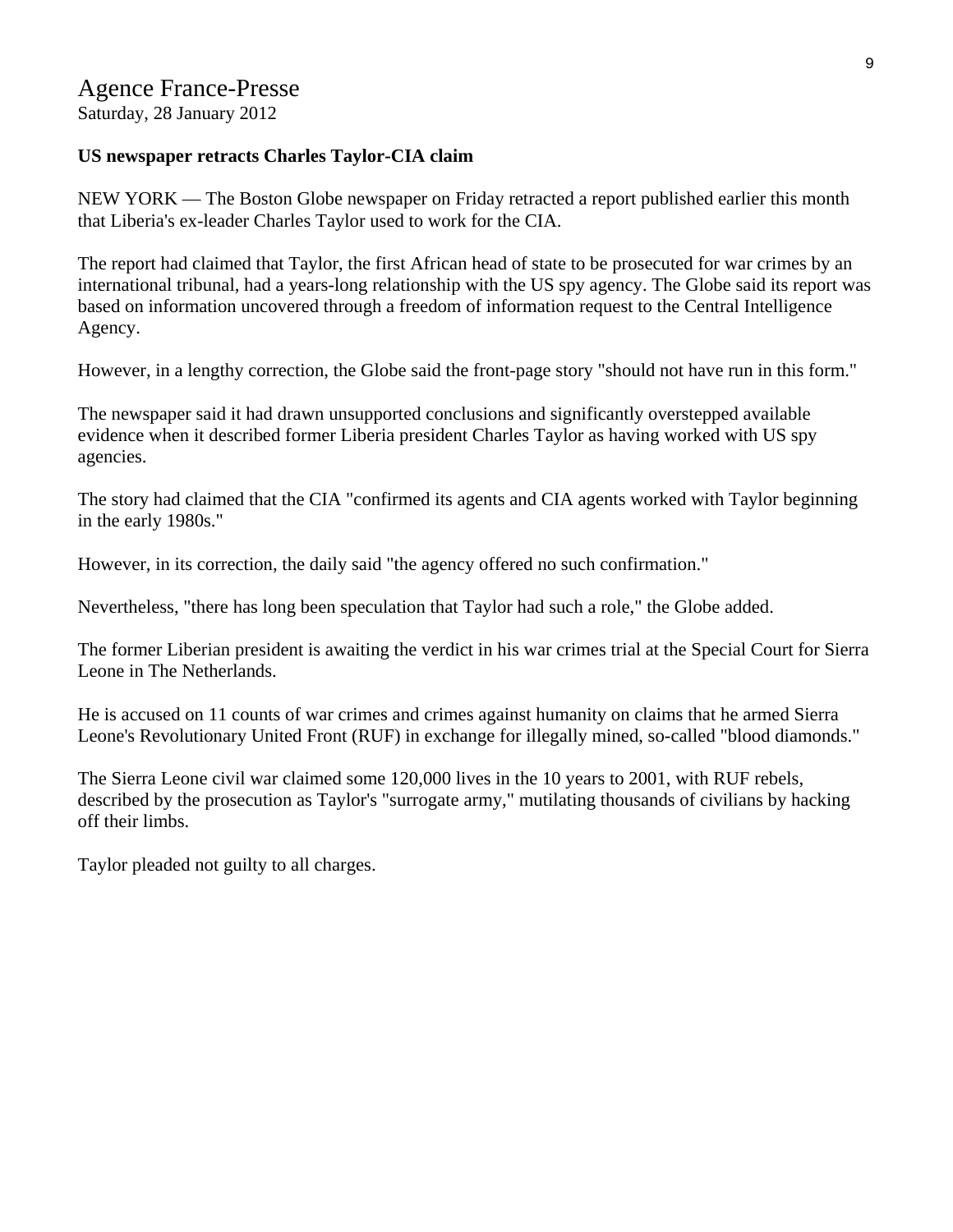Agence France-Presse
Saturday, 28 January 2012

**US newspaper retracts Charles Taylor-CIA claim**

NEW YORK — The Boston Globe newspaper on Friday retracted a report published earlier this month that Liberia's ex-leader Charles Taylor used to work for the CIA.

The report had claimed that Taylor, the first African head of state to be prosecuted for war crimes by an international tribunal, had a years-long relationship with the US spy agency. The Globe said its report was based on information uncovered through a freedom of information request to the Central Intelligence Agency.

However, in a lengthy correction, the Globe said the front-page story "should not have run in this form."

The newspaper said it had drawn unsupported conclusions and significantly overstepped available evidence when it described former Liberia president Charles Taylor as having worked with US spy agencies.

The story had claimed that the CIA "confirmed its agents and CIA agents worked with Taylor beginning in the early 1980s."

However, in its correction, the daily said "the agency offered no such confirmation."

Nevertheless, "there has long been speculation that Taylor had such a role," the Globe added.

The former Liberian president is awaiting the verdict in his war crimes trial at the Special Court for Sierra Leone in The Netherlands.

He is accused on 11 counts of war crimes and crimes against humanity on claims that he armed Sierra Leone's Revolutionary United Front (RUF) in exchange for illegally mined, so-called "blood diamonds."

The Sierra Leone civil war claimed some 120,000 lives in the 10 years to 2001, with RUF rebels, described by the prosecution as Taylor's "surrogate army," mutilating thousands of civilians by hacking off their limbs.

Taylor pleaded not guilty to all charges.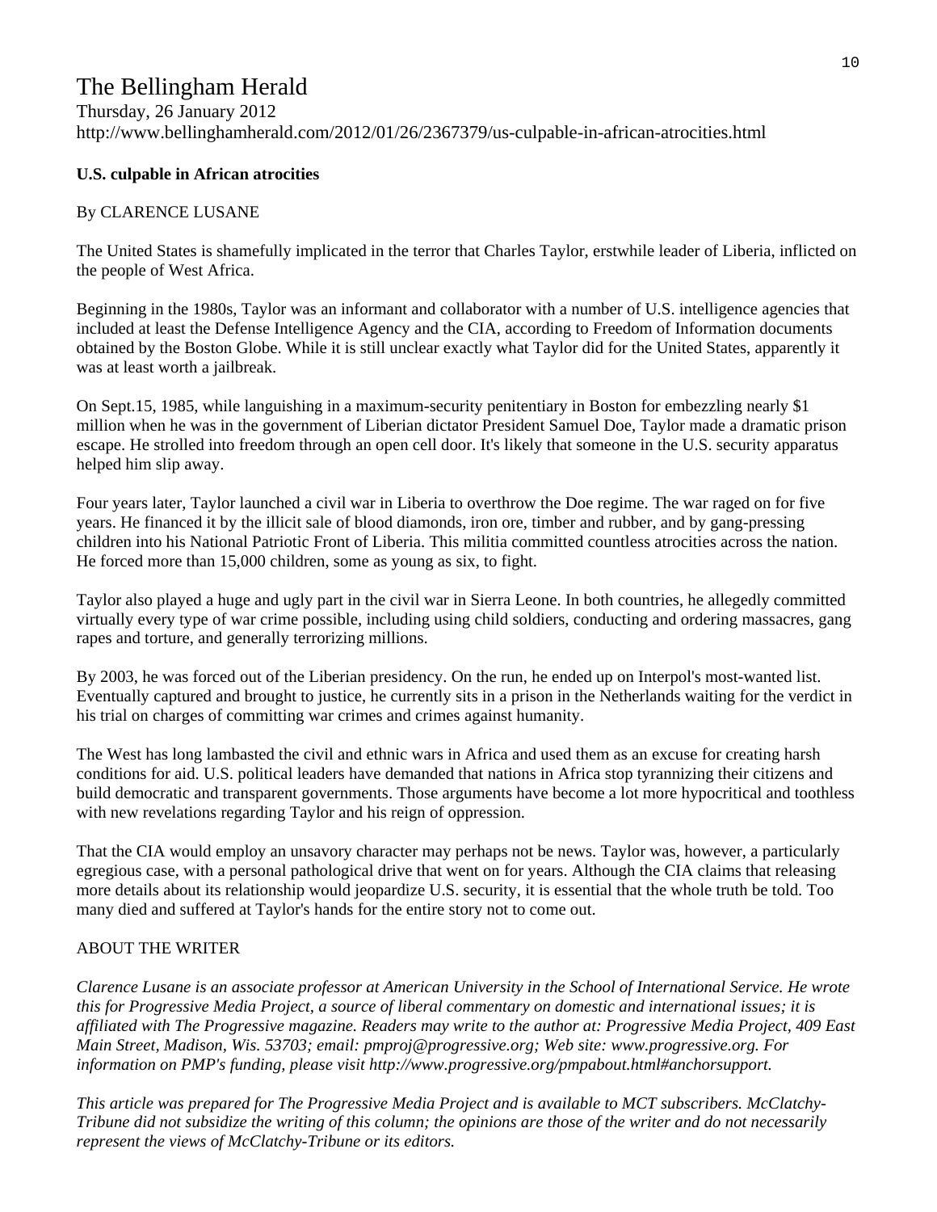# The Bellingham Herald

Thursday, 26 January 2012
http://www.bellinghamherald.com/2012/01/26/2367379/us-culpable-in-african-atrocities.html

**U.S. culpable in African atrocities**

By CLARENCE LUSANE

The United States is shamefully implicated in the terror that Charles Taylor, erstwhile leader of Liberia, inflicted on the people of West Africa.

Beginning in the 1980s, Taylor was an informant and collaborator with a number of U.S. intelligence agencies that included at least the Defense Intelligence Agency and the CIA, according to Freedom of Information documents obtained by the Boston Globe. While it is still unclear exactly what Taylor did for the United States, apparently it was at least worth a jailbreak.

On Sept.15, 1985, while languishing in a maximum-security penitentiary in Boston for embezzling nearly $1 million when he was in the government of Liberian dictator President Samuel Doe, Taylor made a dramatic prison escape. He strolled into freedom through an open cell door. It's likely that someone in the U.S. security apparatus helped him slip away.

Four years later, Taylor launched a civil war in Liberia to overthrow the Doe regime. The war raged on for five years. He financed it by the illicit sale of blood diamonds, iron ore, timber and rubber, and by gang-pressing children into his National Patriotic Front of Liberia. This militia committed countless atrocities across the nation. He forced more than 15,000 children, some as young as six, to fight.

Taylor also played a huge and ugly part in the civil war in Sierra Leone. In both countries, he allegedly committed virtually every type of war crime possible, including using child soldiers, conducting and ordering massacres, gang rapes and torture, and generally terrorizing millions.

By 2003, he was forced out of the Liberian presidency. On the run, he ended up on Interpol's most-wanted list. Eventually captured and brought to justice, he currently sits in a prison in the Netherlands waiting for the verdict in his trial on charges of committing war crimes and crimes against humanity.

The West has long lambasted the civil and ethnic wars in Africa and used them as an excuse for creating harsh conditions for aid. U.S. political leaders have demanded that nations in Africa stop tyrannizing their citizens and build democratic and transparent governments. Those arguments have become a lot more hypocritical and toothless with new revelations regarding Taylor and his reign of oppression.

That the CIA would employ an unsavory character may perhaps not be news. Taylor was, however, a particularly egregious case, with a personal pathological drive that went on for years. Although the CIA claims that releasing more details about its relationship would jeopardize U.S. security, it is essential that the whole truth be told. Too many died and suffered at Taylor's hands for the entire story not to come out.

ABOUT THE WRITER

*Clarence Lusane is an associate professor at American University in the School of International Service. He wrote this for Progressive Media Project, a source of liberal commentary on domestic and international issues; it is affiliated with The Progressive magazine. Readers may write to the author at: Progressive Media Project, 409 East Main Street, Madison, Wis. 53703; email: pmproj@progressive.org; Web site: www.progressive.org. For information on PMP's funding, please visit http://www.progressive.org/pmpabout.html#anchorsupport.*

*This article was prepared for The Progressive Media Project and is available to MCT subscribers. McClatchy-Tribune did not subsidize the writing of this column; the opinions are those of the writer and do not necessarily represent the views of McClatchy-Tribune or its editors.*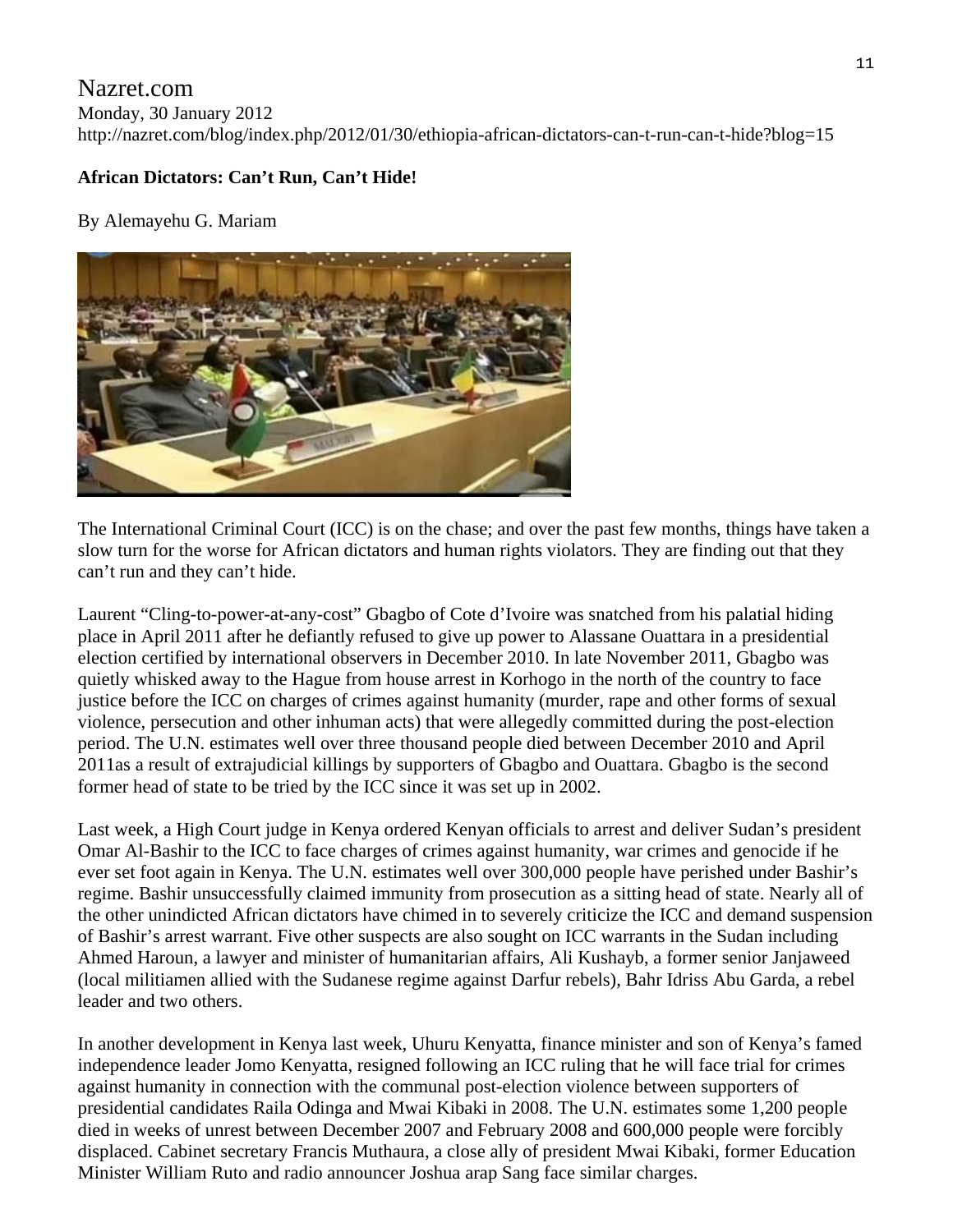Nazret.com
Monday, 30 January 2012
http://nazret.com/blog/index.php/2012/01/30/ethiopia-african-dictators-can-t-run-can-t-hide?blog=15

**African Dictators: Can't Run, Can't Hide!**

By Alemayehu G. Mariam

The International Criminal Court (ICC) is on the chase; and over the past few months, things have taken a slow turn for the worse for African dictators and human rights violators. They are finding out that they can't run and they can't hide.

Laurent "Cling-to-power-at-any-cost" Gbagbo of Cote d'Ivoire was snatched from his palatial hiding place in April 2011 after he defiantly refused to give up power to Alassane Ouattara in a presidential election certified by international observers in December 2010. In late November 2011, Gbagbo was quietly whisked away to the Hague from house arrest in Korhogo in the north of the country to face justice before the ICC on charges of crimes against humanity (murder, rape and other forms of sexual violence, persecution and other inhuman acts) that were allegedly committed during the post-election period. The U.N. estimates well over three thousand people died between December 2010 and April 2011as a result of extrajudicial killings by supporters of Gbagbo and Ouattara. Gbagbo is the second former head of state to be tried by the ICC since it was set up in 2002.

Last week, a High Court judge in Kenya ordered Kenyan officials to arrest and deliver Sudan's president Omar Al-Bashir to the ICC to face charges of crimes against humanity, war crimes and genocide if he ever set foot again in Kenya. The U.N. estimates well over 300,000 people have perished under Bashir's regime. Bashir unsuccessfully claimed immunity from prosecution as a sitting head of state. Nearly all of the other unindicted African dictators have chimed in to severely criticize the ICC and demand suspension of Bashir's arrest warrant. Five other suspects are also sought on ICC warrants in the Sudan including Ahmed Haroun, a lawyer and minister of humanitarian affairs, Ali Kushayb, a former senior Janjaweed (local militiamen allied with the Sudanese regime against Darfur rebels), Bahr Idriss Abu Garda, a rebel leader and two others.

In another development in Kenya last week, Uhuru Kenyatta, finance minister and son of Kenya's famed independence leader Jomo Kenyatta, resigned following an ICC ruling that he will face trial for crimes against humanity in connection with the communal post-election violence between supporters of presidential candidates Raila Odinga and Mwai Kibaki in 2008. The U.N. estimates some 1,200 people died in weeks of unrest between December 2007 and February 2008 and 600,000 people were forcibly displaced. Cabinet secretary Francis Muthaura, a close ally of president Mwai Kibaki, former Education Minister William Ruto and radio announcer Joshua arap Sang face similar charges.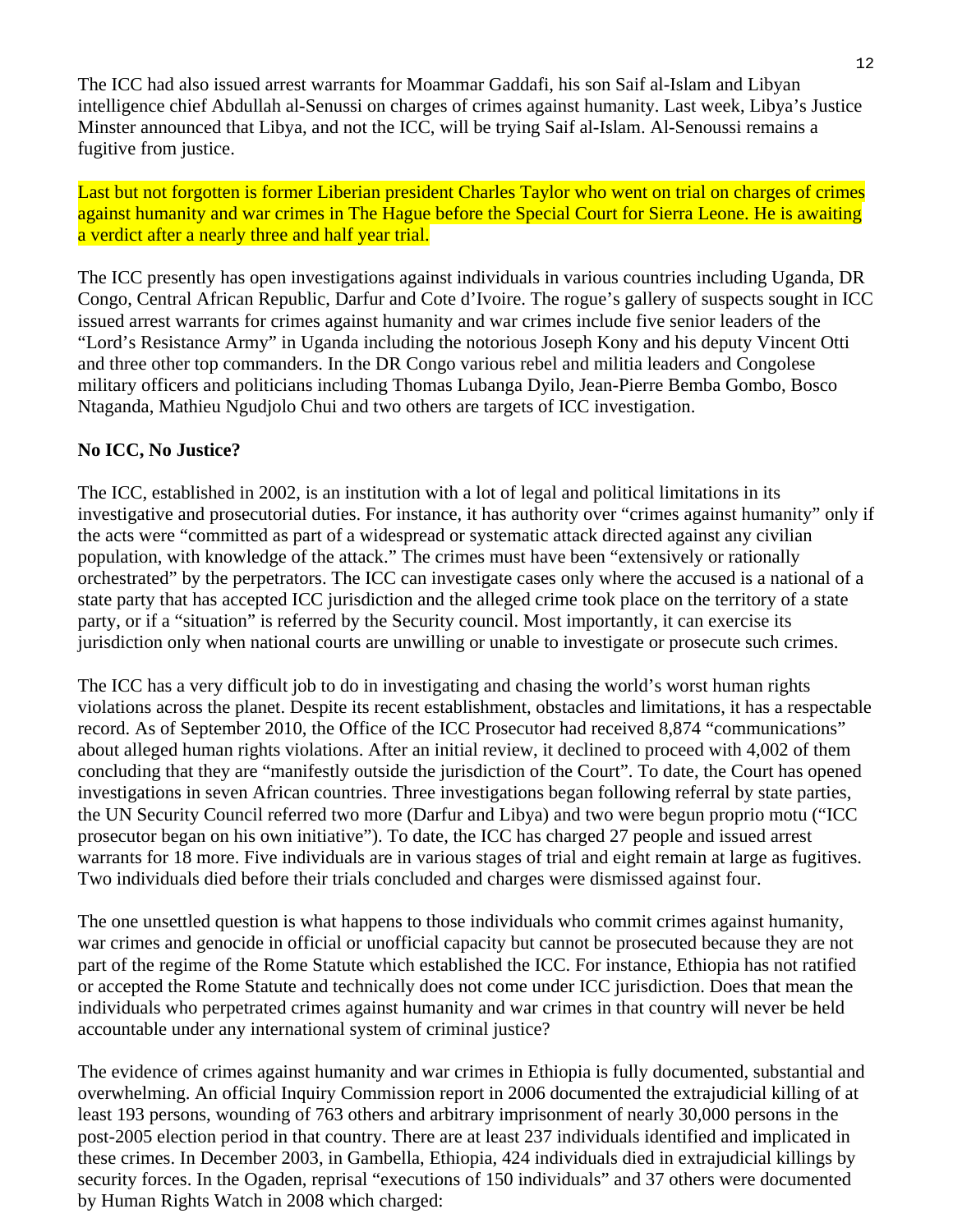The ICC had also issued arrest warrants for Moammar Gaddafi, his son Saif al-Islam and Libyan intelligence chief Abdullah al-Senussi on charges of crimes against humanity. Last week, Libya's Justice Minster announced that Libya, and not the ICC, will be trying Saif al-Islam. Al-Senoussi remains a fugitive from justice.

Last but not forgotten is former Liberian president Charles Taylor who went on trial on charges of crimes against humanity and war crimes in The Hague before the Special Court for Sierra Leone. He is awaiting a verdict after a nearly three and half year trial.

The ICC presently has open investigations against individuals in various countries including Uganda, DR Congo, Central African Republic, Darfur and Cote d'Ivoire. The rogue's gallery of suspects sought in ICC issued arrest warrants for crimes against humanity and war crimes include five senior leaders of the "Lord's Resistance Army" in Uganda including the notorious Joseph Kony and his deputy Vincent Otti and three other top commanders. In the DR Congo various rebel and militia leaders and Congolese military officers and politicians including Thomas Lubanga Dyilo, Jean-Pierre Bemba Gombo, Bosco Ntaganda, Mathieu Ngudjolo Chui and two others are targets of ICC investigation.

**No ICC, No Justice?**

The ICC, established in 2002, is an institution with a lot of legal and political limitations in its investigative and prosecutorial duties. For instance, it has authority over "crimes against humanity" only if the acts were "committed as part of a widespread or systematic attack directed against any civilian population, with knowledge of the attack." The crimes must have been "extensively or rationally orchestrated" by the perpetrators. The ICC can investigate cases only where the accused is a national of a state party that has accepted ICC jurisdiction and the alleged crime took place on the territory of a state party, or if a "situation" is referred by the Security council. Most importantly, it can exercise its jurisdiction only when national courts are unwilling or unable to investigate or prosecute such crimes.

The ICC has a very difficult job to do in investigating and chasing the world's worst human rights violations across the planet. Despite its recent establishment, obstacles and limitations, it has a respectable record. As of September 2010, the Office of the ICC Prosecutor had received 8,874 "communications" about alleged human rights violations. After an initial review, it declined to proceed with 4,002 of them concluding that they are "manifestly outside the jurisdiction of the Court". To date, the Court has opened investigations in seven African countries. Three investigations began following referral by state parties, the UN Security Council referred two more (Darfur and Libya) and two were begun proprio motu ("ICC prosecutor began on his own initiative"). To date, the ICC has charged 27 people and issued arrest warrants for 18 more. Five individuals are in various stages of trial and eight remain at large as fugitives. Two individuals died before their trials concluded and charges were dismissed against four.

The one unsettled question is what happens to those individuals who commit crimes against humanity, war crimes and genocide in official or unofficial capacity but cannot be prosecuted because they are not part of the regime of the Rome Statute which established the ICC. For instance, Ethiopia has not ratified or accepted the Rome Statute and technically does not come under ICC jurisdiction. Does that mean the individuals who perpetrated crimes against humanity and war crimes in that country will never be held accountable under any international system of criminal justice?

The evidence of crimes against humanity and war crimes in Ethiopia is fully documented, substantial and overwhelming. An official Inquiry Commission report in 2006 documented the extrajudicial killing of at least 193 persons, wounding of 763 others and arbitrary imprisonment of nearly 30,000 persons in the post-2005 election period in that country. There are at least 237 individuals identified and implicated in these crimes. In December 2003, in Gambella, Ethiopia, 424 individuals died in extrajudicial killings by security forces. In the Ogaden, reprisal "executions of 150 individuals" and 37 others were documented by Human Rights Watch in 2008 which charged: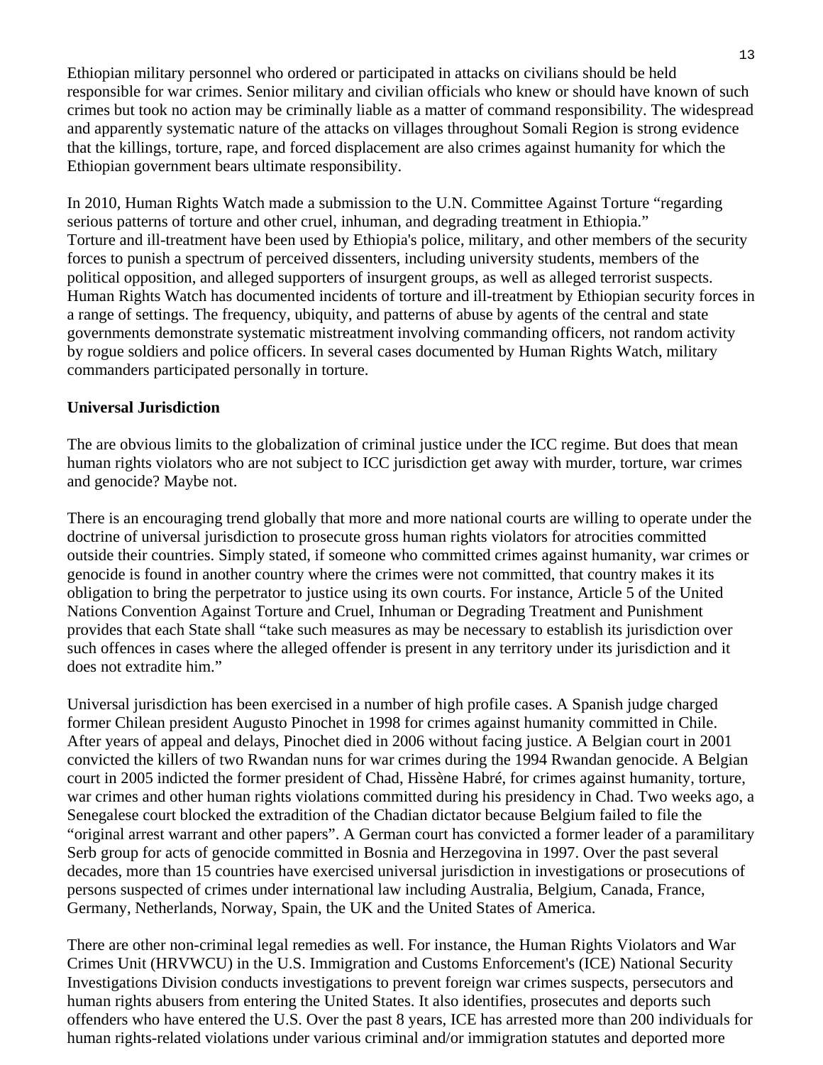Ethiopian military personnel who ordered or participated in attacks on civilians should be held responsible for war crimes. Senior military and civilian officials who knew or should have known of such crimes but took no action may be criminally liable as a matter of command responsibility. The widespread and apparently systematic nature of the attacks on villages throughout Somali Region is strong evidence that the killings, torture, rape, and forced displacement are also crimes against humanity for which the Ethiopian government bears ultimate responsibility.

In 2010, Human Rights Watch made a submission to the U.N. Committee Against Torture "regarding serious patterns of torture and other cruel, inhuman, and degrading treatment in Ethiopia." Torture and ill-treatment have been used by Ethiopia's police, military, and other members of the security forces to punish a spectrum of perceived dissenters, including university students, members of the political opposition, and alleged supporters of insurgent groups, as well as alleged terrorist suspects. Human Rights Watch has documented incidents of torture and ill-treatment by Ethiopian security forces in a range of settings. The frequency, ubiquity, and patterns of abuse by agents of the central and state governments demonstrate systematic mistreatment involving commanding officers, not random activity by rogue soldiers and police officers. In several cases documented by Human Rights Watch, military commanders participated personally in torture.

**Universal Jurisdiction**

The are obvious limits to the globalization of criminal justice under the ICC regime. But does that mean human rights violators who are not subject to ICC jurisdiction get away with murder, torture, war crimes and genocide? Maybe not.

There is an encouraging trend globally that more and more national courts are willing to operate under the doctrine of universal jurisdiction to prosecute gross human rights violators for atrocities committed outside their countries. Simply stated, if someone who committed crimes against humanity, war crimes or genocide is found in another country where the crimes were not committed, that country makes it its obligation to bring the perpetrator to justice using its own courts. For instance, Article 5 of the United Nations Convention Against Torture and Cruel, Inhuman or Degrading Treatment and Punishment provides that each State shall "take such measures as may be necessary to establish its jurisdiction over such offences in cases where the alleged offender is present in any territory under its jurisdiction and it does not extradite him."

Universal jurisdiction has been exercised in a number of high profile cases. A Spanish judge charged former Chilean president Augusto Pinochet in 1998 for crimes against humanity committed in Chile. After years of appeal and delays, Pinochet died in 2006 without facing justice. A Belgian court in 2001 convicted the killers of two Rwandan nuns for war crimes during the 1994 Rwandan genocide. A Belgian court in 2005 indicted the former president of Chad, Hissène Habré, for crimes against humanity, torture, war crimes and other human rights violations committed during his presidency in Chad. Two weeks ago, a Senegalese court blocked the extradition of the Chadian dictator because Belgium failed to file the "original arrest warrant and other papers". A German court has convicted a former leader of a paramilitary Serb group for acts of genocide committed in Bosnia and Herzegovina in 1997. Over the past several decades, more than 15 countries have exercised universal jurisdiction in investigations or prosecutions of persons suspected of crimes under international law including Australia, Belgium, Canada, France, Germany, Netherlands, Norway, Spain, the UK and the United States of America.

There are other non-criminal legal remedies as well. For instance, the Human Rights Violators and War Crimes Unit (HRVWCU) in the U.S. Immigration and Customs Enforcement's (ICE) National Security Investigations Division conducts investigations to prevent foreign war crimes suspects, persecutors and human rights abusers from entering the United States. It also identifies, prosecutes and deports such offenders who have entered the U.S. Over the past 8 years, ICE has arrested more than 200 individuals for human rights-related violations under various criminal and/or immigration statutes and deported more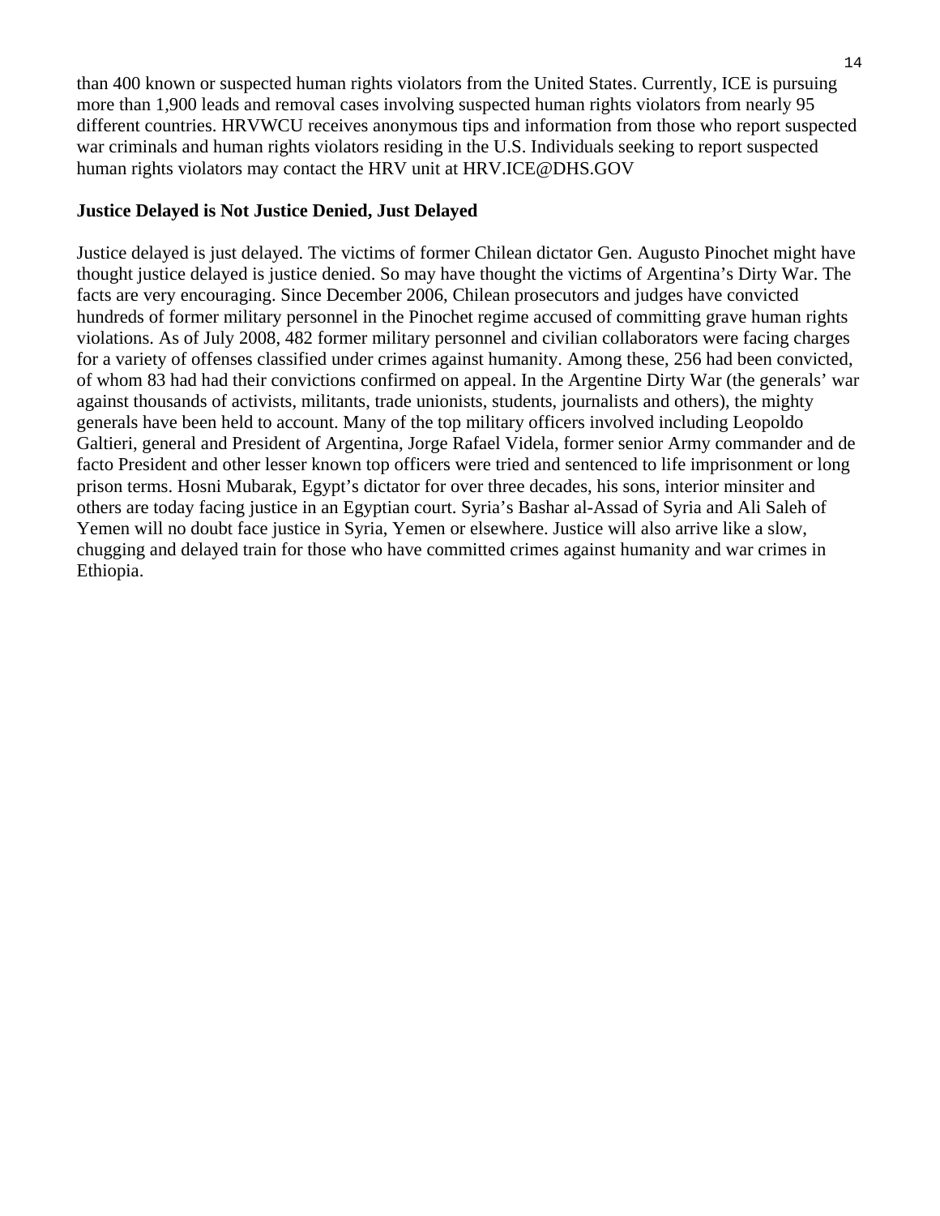than 400 known or suspected human rights violators from the United States. Currently, ICE is pursuing more than 1,900 leads and removal cases involving suspected human rights violators from nearly 95 different countries. HRVWCU receives anonymous tips and information from those who report suspected war criminals and human rights violators residing in the U.S. Individuals seeking to report suspected human rights violators may contact the HRV unit at HRV.ICE@DHS.GOV

**Justice Delayed is Not Justice Denied, Just Delayed**

Justice delayed is just delayed. The victims of former Chilean dictator Gen. Augusto Pinochet might have thought justice delayed is justice denied. So may have thought the victims of Argentina's Dirty War. The facts are very encouraging. Since December 2006, Chilean prosecutors and judges have convicted hundreds of former military personnel in the Pinochet regime accused of committing grave human rights violations. As of July 2008, 482 former military personnel and civilian collaborators were facing charges for a variety of offenses classified under crimes against humanity. Among these, 256 had been convicted, of whom 83 had had their convictions confirmed on appeal. In the Argentine Dirty War (the generals' war against thousands of activists, militants, trade unionists, students, journalists and others), the mighty generals have been held to account. Many of the top military officers involved including Leopoldo Galtieri, general and President of Argentina, Jorge Rafael Videla, former senior Army commander and de facto President and other lesser known top officers were tried and sentenced to life imprisonment or long prison terms. Hosni Mubarak, Egypt's dictator for over three decades, his sons, interior minsiter and others are today facing justice in an Egyptian court. Syria's Bashar al-Assad of Syria and Ali Saleh of Yemen will no doubt face justice in Syria, Yemen or elsewhere. Justice will also arrive like a slow, chugging and delayed train for those who have committed crimes against humanity and war crimes in Ethiopia.